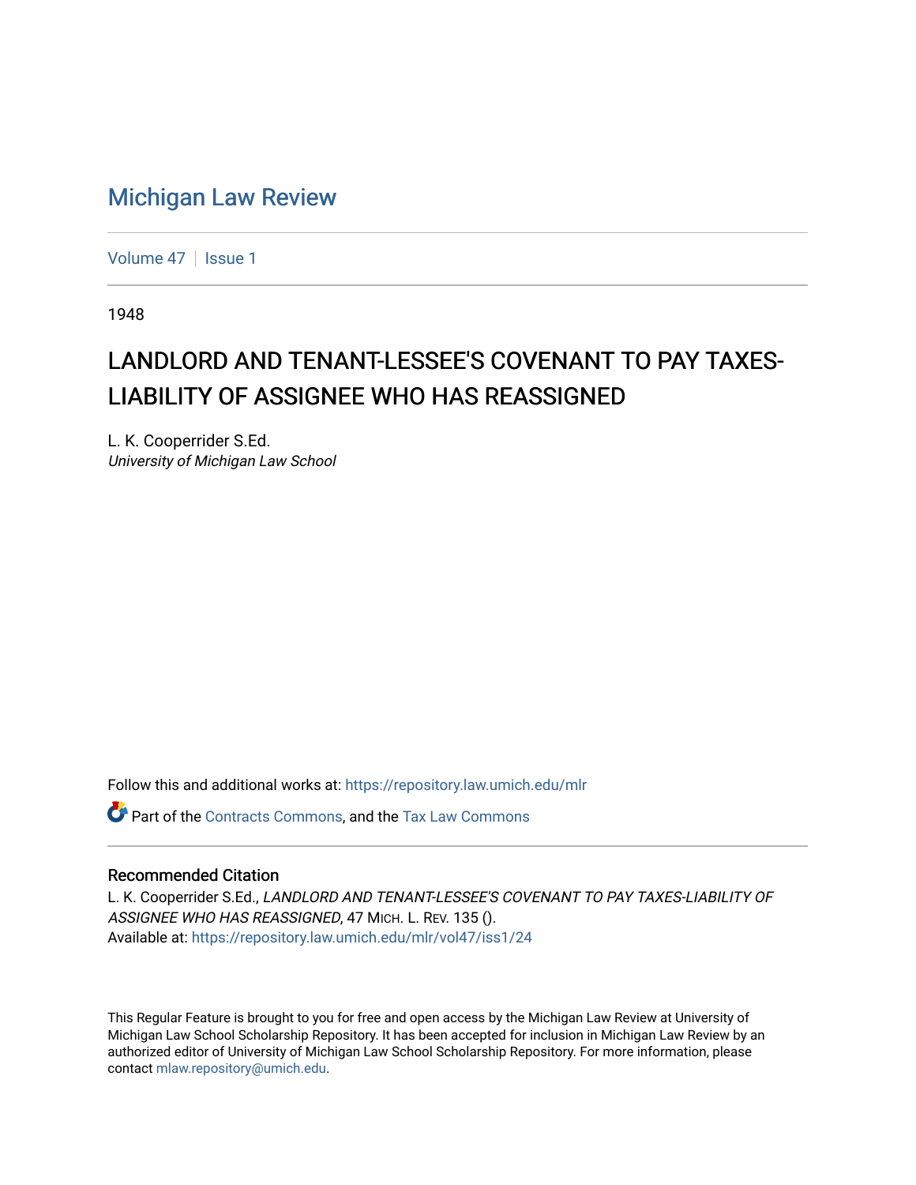# Michigan Law Review

Volume 47 | Issue 1

1948

## LANDLORD AND TENANT-LESSEE'S COVENANT TO PAY TAXES-LIABILITY OF ASSIGNEE WHO HAS REASSIGNED

L. K. Cooperrider S.Ed.
*University of Michigan Law School*

Follow this and additional works at: https://repository.law.umich.edu/mlr

Part of the Contracts Commons, and the Tax Law Commons

### Recommended Citation

L. K. Cooperrider S.Ed., *LANDLORD AND TENANT-LESSEE'S COVENANT TO PAY TAXES-LIABILITY OF ASSIGNEE WHO HAS REASSIGNED*, 47 MICH. L. REV. 135 ().
Available at: https://repository.law.umich.edu/mlr/vol47/iss1/24

This Regular Feature is brought to you for free and open access by the Michigan Law Review at University of Michigan Law School Scholarship Repository. It has been accepted for inclusion in Michigan Law Review by an authorized editor of University of Michigan Law School Scholarship Repository. For more information, please contact mlaw.repository@umich.edu.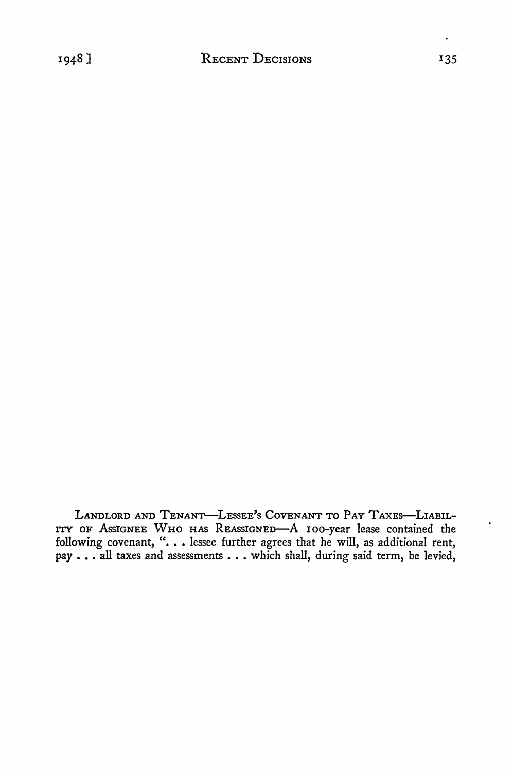LANDLORD AND TENANT—LESSEE'S COVENANT TO PAY TAXES—LIABILITY OF ASSIGNEE WHO HAS REASSIGNED—A 100-year lease contained the following covenant, ". . . lessee further agrees that he will, as additional rent, pay . . . all taxes and assessments . . . which shall, during said term, be levied,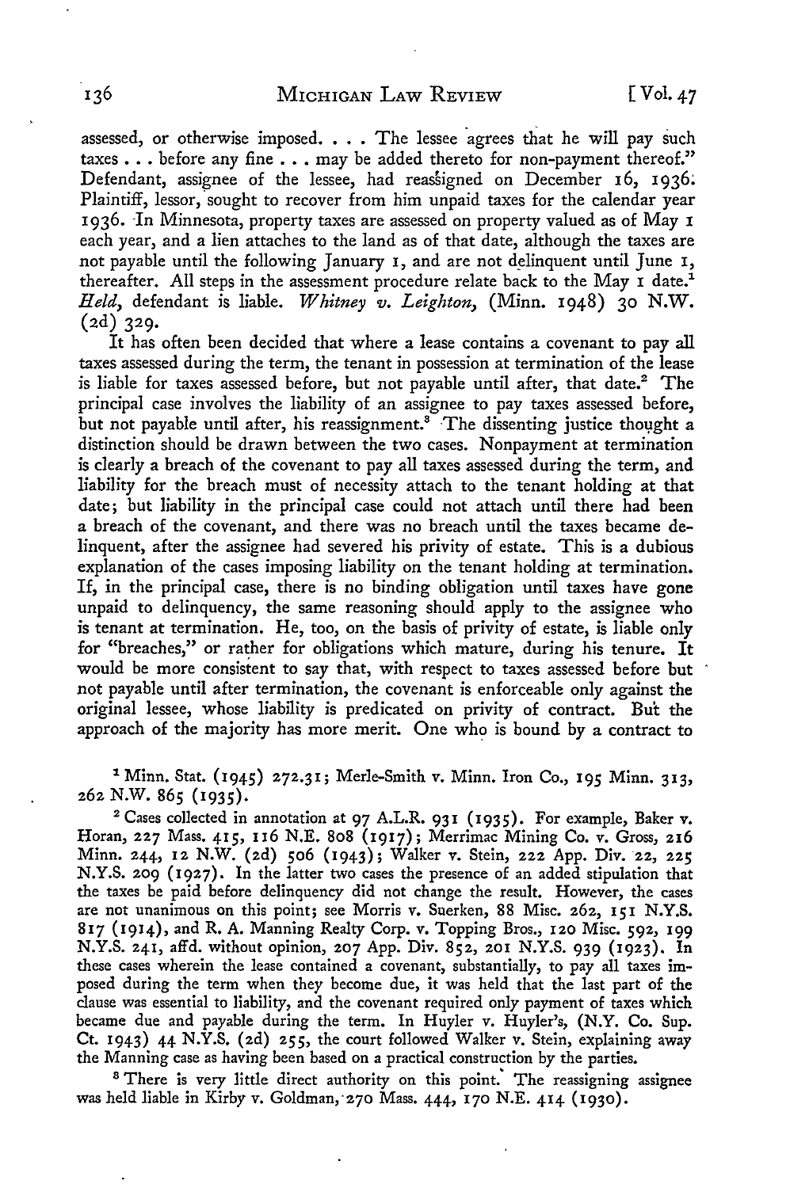assessed, or otherwise imposed. . . . The lessee agrees that he will pay such taxes . . . before any fine . . . may be added thereto for non-payment thereof." Defendant, assignee of the lessee, had reassigned on December 16, 1936. Plaintiff, lessor, sought to recover from him unpaid taxes for the calendar year 1936. In Minnesota, property taxes are assessed on property valued as of May 1 each year, and a lien attaches to the land as of that date, although the taxes are not payable until the following January 1, and are not delinquent until June 1, thereafter. All steps in the assessment procedure relate back to the May 1 date.[1] *Held*, defendant is liable. *Whitney v. Leighton*, (Minn. 1948) 30 N.W. (2d) 329.

It has often been decided that where a lease contains a covenant to pay all taxes assessed during the term, the tenant in possession at termination of the lease is liable for taxes assessed before, but not payable until after, that date.[2] The principal case involves the liability of an assignee to pay taxes assessed before, but not payable until after, his reassignment.[3] The dissenting justice thought a distinction should be drawn between the two cases. Nonpayment at termination is clearly a breach of the covenant to pay all taxes assessed during the term, and liability for the breach must of necessity attach to the tenant holding at that date; but liability in the principal case could not attach until there had been a breach of the covenant, and there was no breach until the taxes became delinquent, after the assignee had severed his privity of estate. This is a dubious explanation of the cases imposing liability on the tenant holding at termination. If, in the principal case, there is no binding obligation until taxes have gone unpaid to delinquency, the same reasoning should apply to the assignee who is tenant at termination. He, too, on the basis of privity of estate, is liable only for "breaches," or rather for obligations which mature, during his tenure. It would be more consistent to say that, with respect to taxes assessed before but not payable until after termination, the covenant is enforceable only against the original lessee, whose liability is predicated on privity of contract. But the approach of the majority has more merit. One who is bound by a contract to

[1] Minn. Stat. (1945) 272.31; Merle-Smith v. Minn. Iron Co., 195 Minn. 313, 262 N.W. 865 (1935).

[2] Cases collected in annotation at 97 A.L.R. 931 (1935). For example, Baker v. Horan, 227 Mass. 415, 116 N.E. 808 (1917); Merrimac Mining Co. v. Gross, 216 Minn. 244, 12 N.W. (2d) 506 (1943); Walker v. Stein, 222 App. Div. 22, 225 N.Y.S. 209 (1927). In the latter two cases the presence of an added stipulation that the taxes be paid before delinquency did not change the result. However, the cases are not unanimous on this point; see Morris v. Suerken, 88 Misc. 262, 151 N.Y.S. 817 (1914), and R. A. Manning Realty Corp. v. Topping Bros., 120 Misc. 592, 199 N.Y.S. 241, affd. without opinion, 207 App. Div. 852, 201 N.Y.S. 939 (1923). In these cases wherein the lease contained a covenant, substantially, to pay all taxes imposed during the term when they become due, it was held that the last part of the clause was essential to liability, and the covenant required only payment of taxes which became due and payable during the term. In Huyler v. Huyler's, (N.Y. Co. Sup. Ct. 1943) 44 N.Y.S. (2d) 255, the court followed Walker v. Stein, explaining away the Manning case as having been based on a practical construction by the parties.

[3] There is very little direct authority on this point. The reassigning assignee was held liable in Kirby v. Goldman, 270 Mass. 444, 170 N.E. 414 (1930).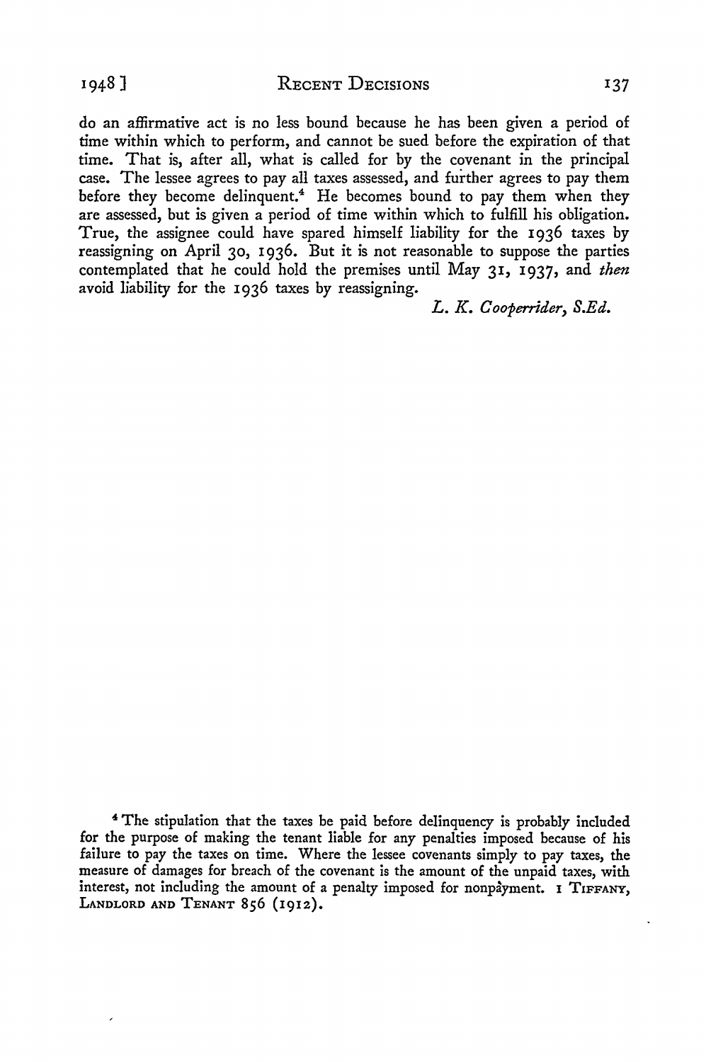do an affirmative act is no less bound because he has been given a period of time within which to perform, and cannot be sued before the expiration of that time. That is, after all, what is called for by the covenant in the principal case. The lessee agrees to pay all taxes assessed, and further agrees to pay them before they become delinquent.[4] He becomes bound to pay them when they are assessed, but is given a period of time within which to fulfill his obligation. True, the assignee could have spared himself liability for the 1936 taxes by reassigning on April 30, 1936. But it is not reasonable to suppose the parties contemplated that he could hold the premises until May 31, 1937, and *then* avoid liability for the 1936 taxes by reassigning.

*L. K. Cooperrider, S.Ed.*

[4] The stipulation that the taxes be paid before delinquency is probably included for the purpose of making the tenant liable for any penalties imposed because of his failure to pay the taxes on time. Where the lessee covenants simply to pay taxes, the measure of damages for breach of the covenant is the amount of the unpaid taxes, with interest, not including the amount of a penalty imposed for nonpayment. 1 TIFFANY, LANDLORD AND TENANT 856 (1912).